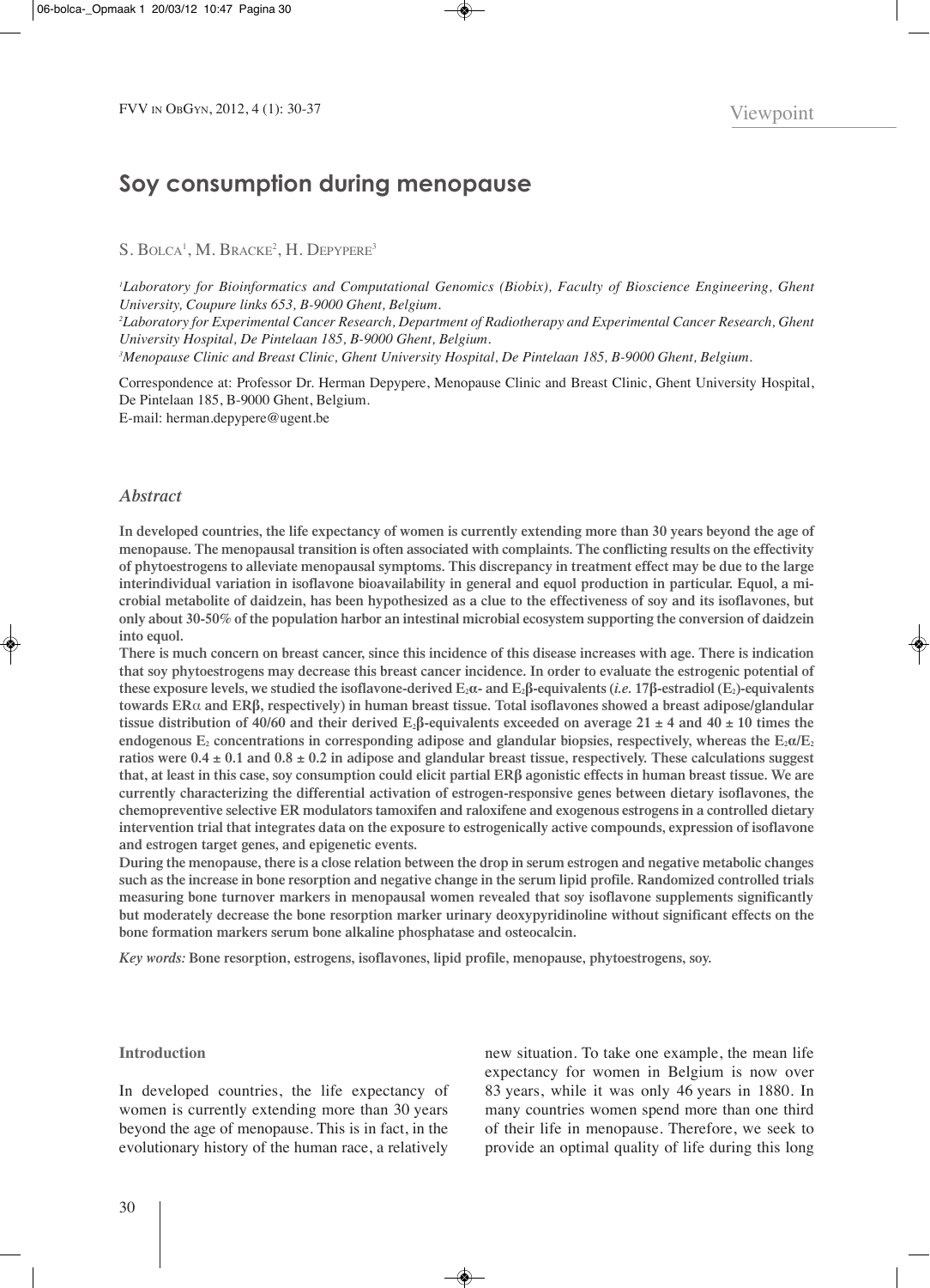Viewpoint

# Soy consumption during menopause

S. Bolca[1], M. Bracke[2], H. Depypere[3]

*[1]Laboratory for Bioinformatics and Computational Genomics (Biobix), Faculty of Bioscience Engineering, Ghent University, Coupure links 653, B-9000 Ghent, Belgium.*

*[2]Laboratory for Experimental Cancer Research, Department of Radiotherapy and Experimental Cancer Research, Ghent University Hospital, De Pintelaan 185, B-9000 Ghent, Belgium.*

*[3]Menopause Clinic and Breast Clinic, Ghent University Hospital, De Pintelaan 185, B-9000 Ghent, Belgium.*

Correspondence at: Professor Dr. Herman Depypere, Menopause Clinic and Breast Clinic, Ghent University Hospital, De Pintelaan 185, B-9000 Ghent, Belgium.
E-mail: herman.depypere@ugent.be

## *Abstract*

**In developed countries, the life expectancy of women is currently extending more than 30 years beyond the age of menopause. The menopausal transition is often associated with complaints. The conflicting results on the effectivity of phytoestrogens to alleviate menopausal symptoms. This discrepancy in treatment effect may be due to the large interindividual variation in isoflavone bioavailability in general and equol production in particular. Equol, a microbial metabolite of daidzein, has been hypothesized as a clue to the effectiveness of soy and its isoflavones, but only about 30-50% of the population harbor an intestinal microbial ecosystem supporting the conversion of daidzein into equol.**

**There is much concern on breast cancer, since this incidence of this disease increases with age. There is indication that soy phytoestrogens may decrease this breast cancer incidence. In order to evaluate the estrogenic potential of these exposure levels, we studied the isoflavone-derived $E_2\alpha$- and $E_2\beta$-equivalents (*i.e.* 17β-estradiol ($E_2$)-equivalents towards ERα and ERβ, respectively) in human breast tissue. Total isoflavones showed a breast adipose/glandular tissue distribution of 40/60 and their derived $E_2\beta$-equivalents exceeded on average $21 \pm 4$ and $40 \pm 10$ times the endogenous $E_2$ concentrations in corresponding adipose and glandular biopsies, respectively, whereas the $E_2\alpha/E_2$ ratios were $0.4 \pm 0.1$ and $0.8 \pm 0.2$ in adipose and glandular breast tissue, respectively. These calculations suggest that, at least in this case, soy consumption could elicit partial ERβ agonistic effects in human breast tissue. We are currently characterizing the differential activation of estrogen-responsive genes between dietary isoflavones, the chemopreventive selective ER modulators tamoxifen and raloxifene and exogenous estrogens in a controlled dietary intervention trial that integrates data on the exposure to estrogenically active compounds, expression of isoflavone and estrogen target genes, and epigenetic events.**

**During the menopause, there is a close relation between the drop in serum estrogen and negative metabolic changes such as the increase in bone resorption and negative change in the serum lipid profile. Randomized controlled trials measuring bone turnover markers in menopausal women revealed that soy isoflavone supplements significantly but moderately decrease the bone resorption marker urinary deoxypyridinoline without significant effects on the bone formation markers serum bone alkaline phosphatase and osteocalcin.**

*Key words:* **Bone resorption, estrogens, isoflavones, lipid profile, menopause, phytoestrogens, soy.**

### Introduction

In developed countries, the life expectancy of women is currently extending more than 30 years beyond the age of menopause. This is in fact, in the evolutionary history of the human race, a relatively new situation. To take one example, the mean life expectancy for women in Belgium is now over 83 years, while it was only 46 years in 1880. In many countries women spend more than one third of their life in menopause. Therefore, we seek to provide an optimal quality of life during this long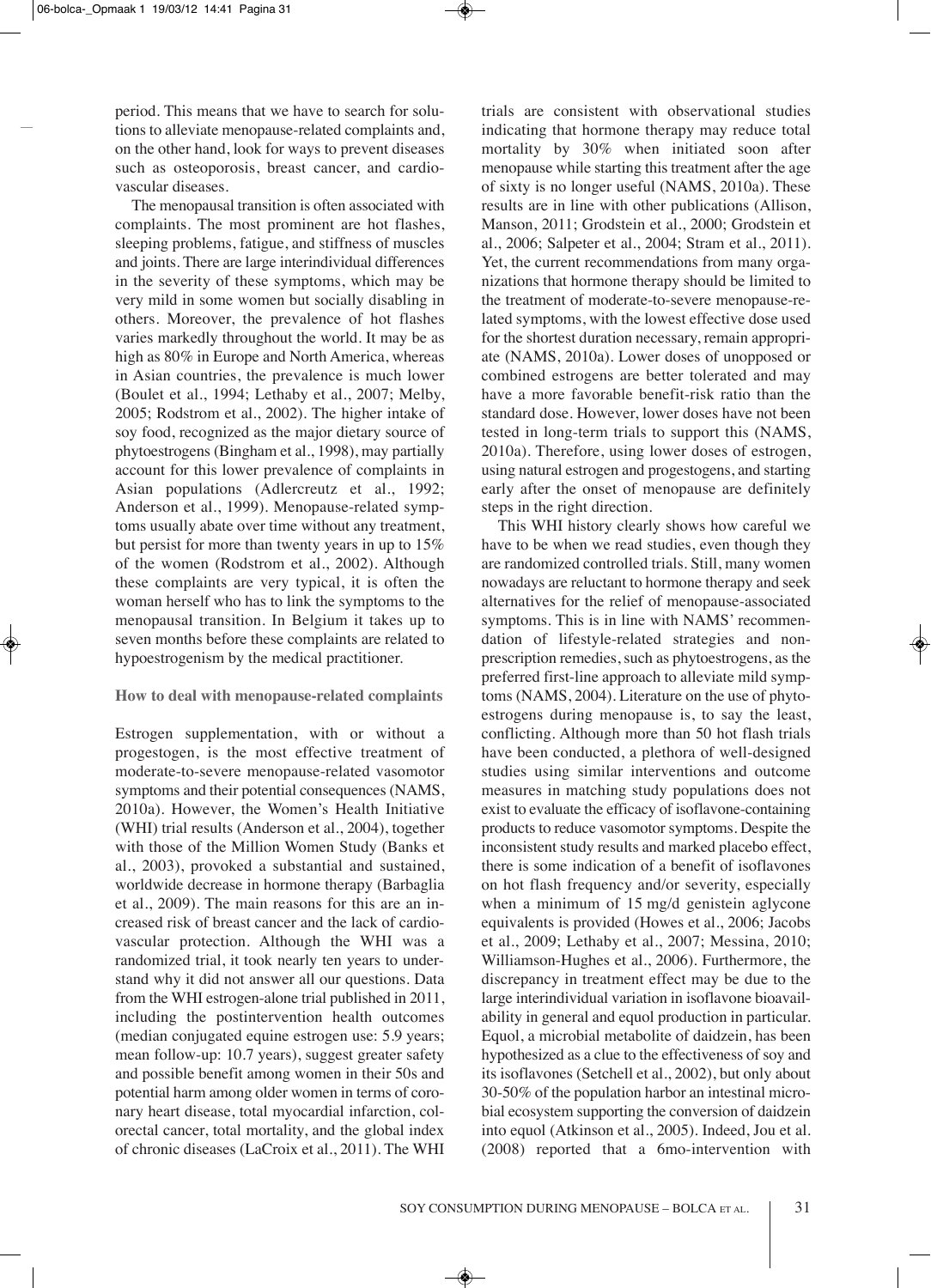period. This means that we have to search for solutions to alleviate menopause-related complaints and, on the other hand, look for ways to prevent diseases such as osteoporosis, breast cancer, and cardiovascular diseases.

The menopausal transition is often associated with complaints. The most prominent are hot flashes, sleeping problems, fatigue, and stiffness of muscles and joints. There are large interindividual differences in the severity of these symptoms, which may be very mild in some women but socially disabling in others. Moreover, the prevalence of hot flashes varies markedly throughout the world. It may be as high as 80% in Europe and North America, whereas in Asian countries, the prevalence is much lower (Boulet et al., 1994; Lethaby et al., 2007; Melby, 2005; Rodstrom et al., 2002). The higher intake of soy food, recognized as the major dietary source of phytoestrogens (Bingham et al., 1998), may partially account for this lower prevalence of complaints in Asian populations (Adlercreutz et al., 1992; Anderson et al., 1999). Menopause-related symptoms usually abate over time without any treatment, but persist for more than twenty years in up to 15% of the women (Rodstrom et al., 2002). Although these complaints are very typical, it is often the woman herself who has to link the symptoms to the menopausal transition. In Belgium it takes up to seven months before these complaints are related to hypoestrogenism by the medical practitioner.

## How to deal with menopause-related complaints

Estrogen supplementation, with or without a progestogen, is the most effective treatment of moderate-to-severe menopause-related vasomotor symptoms and their potential consequences (NAMS, 2010a). However, the Women's Health Initiative (WHI) trial results (Anderson et al., 2004), together with those of the Million Women Study (Banks et al., 2003), provoked a substantial and sustained, worldwide decrease in hormone therapy (Barbaglia et al., 2009). The main reasons for this are an increased risk of breast cancer and the lack of cardiovascular protection. Although the WHI was a randomized trial, it took nearly ten years to understand why it did not answer all our questions. Data from the WHI estrogen-alone trial published in 2011, including the postintervention health outcomes (median conjugated equine estrogen use: 5.9 years; mean follow-up: 10.7 years), suggest greater safety and possible benefit among women in their 50s and potential harm among older women in terms of coronary heart disease, total myocardial infarction, colorectal cancer, total mortality, and the global index of chronic diseases (LaCroix et al., 2011). The WHI trials are consistent with observational studies indicating that hormone therapy may reduce total mortality by 30% when initiated soon after menopause while starting this treatment after the age of sixty is no longer useful (NAMS, 2010a). These results are in line with other publications (Allison, Manson, 2011; Grodstein et al., 2000; Grodstein et al., 2006; Salpeter et al., 2004; Stram et al., 2011). Yet, the current recommendations from many organizations that hormone therapy should be limited to the treatment of moderate-to-severe menopause-related symptoms, with the lowest effective dose used for the shortest duration necessary, remain appropriate (NAMS, 2010a). Lower doses of unopposed or combined estrogens are better tolerated and may have a more favorable benefit-risk ratio than the standard dose. However, lower doses have not been tested in long-term trials to support this (NAMS, 2010a). Therefore, using lower doses of estrogen, using natural estrogen and progestogens, and starting early after the onset of menopause are definitely steps in the right direction.

This WHI history clearly shows how careful we have to be when we read studies, even though they are randomized controlled trials. Still, many women nowadays are reluctant to hormone therapy and seek alternatives for the relief of menopause-associated symptoms. This is in line with NAMS' recommendation of lifestyle-related strategies and nonprescription remedies, such as phytoestrogens, as the preferred first-line approach to alleviate mild symptoms (NAMS, 2004). Literature on the use of phytoestrogens during menopause is, to say the least, conflicting. Although more than 50 hot flash trials have been conducted, a plethora of well-designed studies using similar interventions and outcome measures in matching study populations does not exist to evaluate the efficacy of isoflavone-containing products to reduce vasomotor symptoms. Despite the inconsistent study results and marked placebo effect, there is some indication of a benefit of isoflavones on hot flash frequency and/or severity, especially when a minimum of 15 mg/d genistein aglycone equivalents is provided (Howes et al., 2006; Jacobs et al., 2009; Lethaby et al., 2007; Messina, 2010; Williamson-Hughes et al., 2006). Furthermore, the discrepancy in treatment effect may be due to the large interindividual variation in isoflavone bioavailability in general and equol production in particular. Equol, a microbial metabolite of daidzein, has been hypothesized as a clue to the effectiveness of soy and its isoflavones (Setchell et al., 2002), but only about 30-50% of the population harbor an intestinal microbial ecosystem supporting the conversion of daidzein into equol (Atkinson et al., 2005). Indeed, Jou et al. (2008) reported that a 6mo-intervention with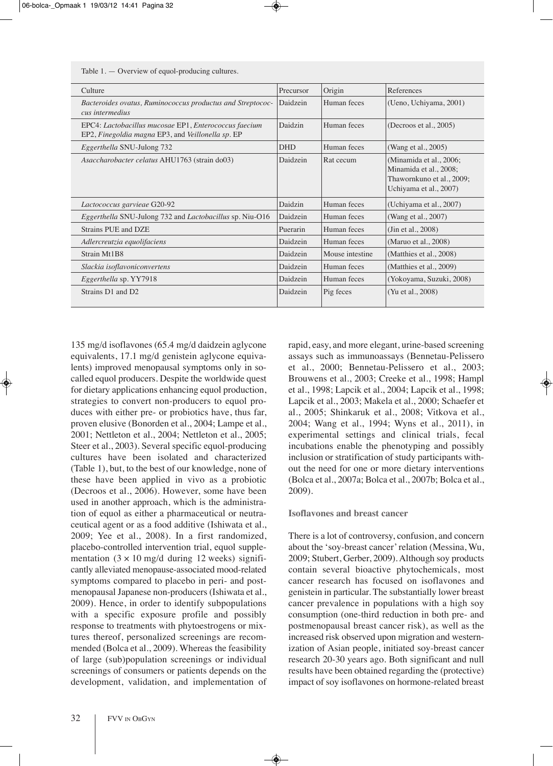Table 1. — Overview of equol-producing cultures.

| Culture | Precursor | Origin | References |
|---|---|---|---|
| *Bacteroides ovatus, Ruminococcus productus and Streptococcus intermedius* | Daidzein | Human feces | (Ueno, Uchiyama, 2001) |
| EPC4: *Lactobacillus mucosae* EP1, *Enterococcus faecium* EP2, *Finegoldia magna* EP3, and *Veillonella sp*. EP | Daidzin | Human feces | (Decroos et al., 2005) |
| *Eggerthella* SNU-Julong 732 | DHD | Human feces | (Wang et al., 2005) |
| *Asaccharobacter celatus* AHU1763 (strain do03) | Daidzein | Rat cecum | (Minamida et al., 2006; Minamida et al., 2008; Thawornkuno et al., 2009; Uchiyama et al., 2007) |
| *Lactococcus garvieae* G20-92 | Daidzin | Human feces | (Uchiyama et al., 2007) |
| *Eggerthella* SNU-Julong 732 and *Lactobacillus* sp. Niu-O16 | Daidzein | Human feces | (Wang et al., 2007) |
| Strains PUE and DZE | Puerarin | Human feces | (Jin et al., 2008) |
| *Adlercreutzia equolifaciens* | Daidzein | Human feces | (Maruo et al., 2008) |
| Strain Mt1B8 | Daidzein | Mouse intestine | (Matthies et al., 2008) |
| *Slackia isoflavoniconvertens* | Daidzein | Human feces | (Matthies et al., 2009) |
| *Eggerthella* sp. YY7918 | Daidzein | Human feces | (Yokoyama, Suzuki, 2008) |
| Strains D1 and D2 | Daidzein | Pig feces | (Yu et al., 2008) |

135 mg/d isoflavones (65.4 mg/d daidzein aglycone equivalents, 17.1 mg/d genistein aglycone equivalents) improved menopausal symptoms only in so-called equol producers. Despite the worldwide quest for dietary applications enhancing equol production, strategies to convert non-producers to equol produces with either pre- or probiotics have, thus far, proven elusive (Bonorden et al., 2004; Lampe et al., 2001; Nettleton et al., 2004; Nettleton et al., 2005; Steer et al., 2003). Several specific equol-producing cultures have been isolated and characterized (Table 1), but, to the best of our knowledge, none of these have been applied in vivo as a probiotic (Decroos et al., 2006). However, some have been used in another approach, which is the administration of equol as either a pharmaceutical or neutraceutical agent or as a food additive (Ishiwata et al., 2009; Yee et al., 2008). In a first randomized, placebo-controlled intervention trial, equol supplementation ($3 \times 10$ mg/d during 12 weeks) significantly alleviated menopause-associated mood-related symptoms compared to placebo in peri- and postmenopausal Japanese non-producers (Ishiwata et al., 2009). Hence, in order to identify subpopulations with a specific exposure profile and possibly response to treatments with phytoestrogens or mixtures thereof, personalized screenings are recommended (Bolca et al., 2009). Whereas the feasibility of large (sub)population screenings or individual screenings of consumers or patients depends on the development, validation, and implementation of rapid, easy, and more elegant, urine-based screening assays such as immunoassays (Bennetau-Pelissero et al., 2000; Bennetau-Pelissero et al., 2003; Brouwens et al., 2003; Creeke et al., 1998; Hampl et al., 1998; Lapcik et al., 2004; Lapcik et al., 1998; Lapcik et al., 2003; Makela et al., 2000; Schaefer et al., 2005; Shinkaruk et al., 2008; Vitkova et al., 2004; Wang et al., 1994; Wyns et al., 2011), in experimental settings and clinical trials, fecal incubations enable the phenotyping and possibly inclusion or stratification of study participants without the need for one or more dietary interventions (Bolca et al., 2007a; Bolca et al., 2007b; Bolca et al., 2009).

### Isoflavones and breast cancer

There is a lot of controversy, confusion, and concern about the 'soy-breast cancer' relation (Messina, Wu, 2009; Stubert, Gerber, 2009). Although soy products contain several bioactive phytochemicals, most cancer research has focused on isoflavones and genistein in particular. The substantially lower breast cancer prevalence in populations with a high soy consumption (one-third reduction in both pre- and postmenopausal breast cancer risk), as well as the increased risk observed upon migration and westernization of Asian people, initiated soy-breast cancer research 20-30 years ago. Both significant and null results have been obtained regarding the (protective) impact of soy isoflavones on hormone-related breast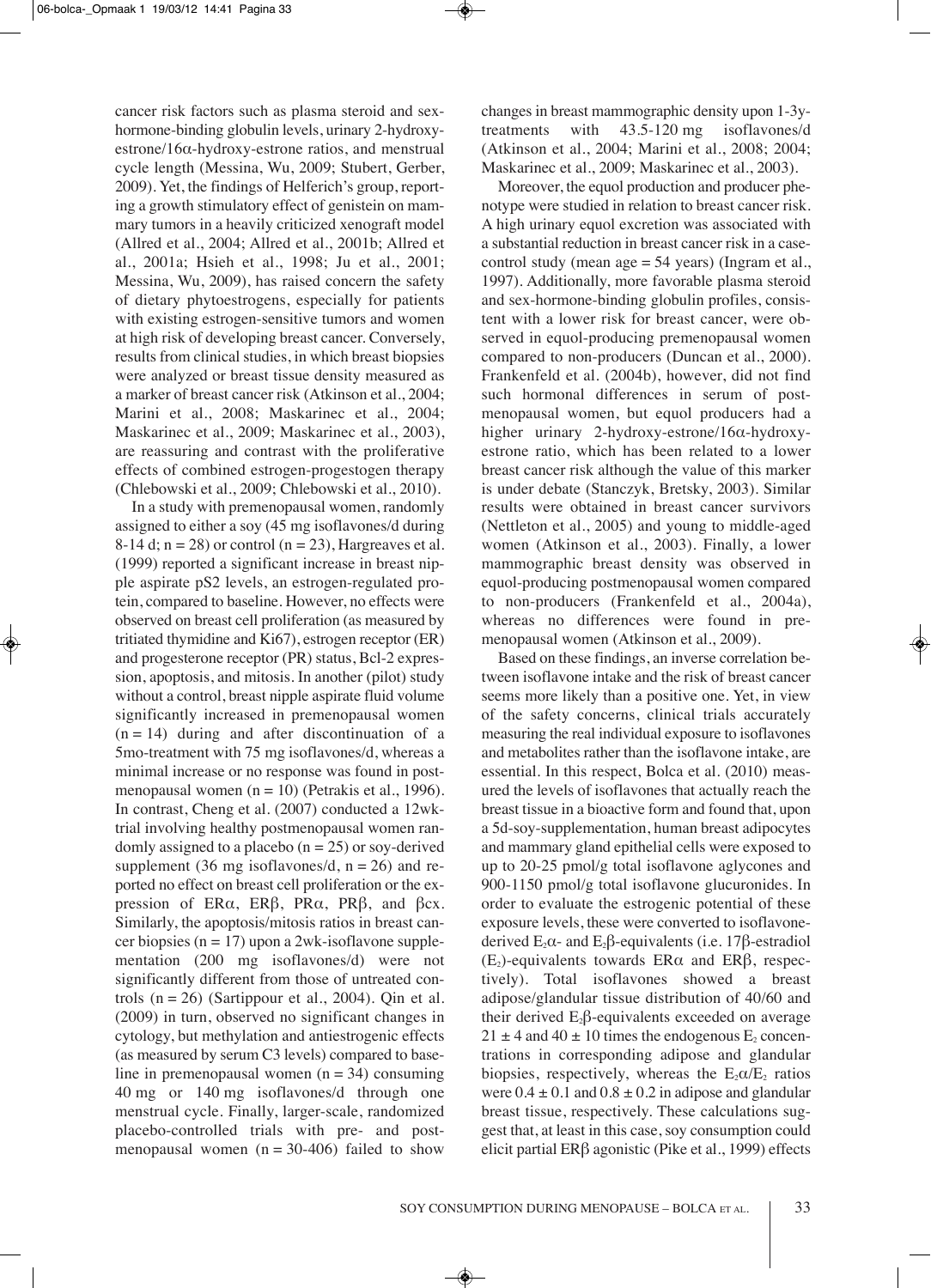cancer risk factors such as plasma steroid and sex-hormone-binding globulin levels, urinary 2-hydroxyestrone/16α-hydroxy-estrone ratios, and menstrual cycle length (Messina, Wu, 2009; Stubert, Gerber, 2009). Yet, the findings of Helferich's group, reporting a growth stimulatory effect of genistein on mammary tumors in a heavily criticized xenograft model (Allred et al., 2004; Allred et al., 2001b; Allred et al., 2001a; Hsieh et al., 1998; Ju et al., 2001; Messina, Wu, 2009), has raised concern the safety of dietary phytoestrogens, especially for patients with existing estrogen-sensitive tumors and women at high risk of developing breast cancer. Conversely, results from clinical studies, in which breast biopsies were analyzed or breast tissue density measured as a marker of breast cancer risk (Atkinson et al., 2004; Marini et al., 2008; Maskarinec et al., 2004; Maskarinec et al., 2009; Maskarinec et al., 2003), are reassuring and contrast with the proliferative effects of combined estrogen-progestogen therapy (Chlebowski et al., 2009; Chlebowski et al., 2010).

In a study with premenopausal women, randomly assigned to either a soy (45 mg isoflavones/d during 8-14 d; n = 28) or control (n = 23), Hargreaves et al. (1999) reported a significant increase in breast nipple aspirate pS2 levels, an estrogen-regulated protein, compared to baseline. However, no effects were observed on breast cell proliferation (as measured by tritiated thymidine and Ki67), estrogen receptor (ER) and progesterone receptor (PR) status, Bcl-2 expression, apoptosis, and mitosis. In another (pilot) study without a control, breast nipple aspirate fluid volume significantly increased in premenopausal women (n = 14) during and after discontinuation of a 5mo-treatment with 75 mg isoflavones/d, whereas a minimal increase or no response was found in postmenopausal women (n = 10) (Petrakis et al., 1996). In contrast, Cheng et al. (2007) conducted a 12wk-trial involving healthy postmenopausal women randomly assigned to a placebo (n = 25) or soy-derived supplement (36 mg isoflavones/d, n = 26) and reported no effect on breast cell proliferation or the expression of ERα, ERβ, PRα, PRβ, and βcx. Similarly, the apoptosis/mitosis ratios in breast cancer biopsies (n = 17) upon a 2wk-isoflavone supplementation (200 mg isoflavones/d) were not significantly different from those of untreated controls (n = 26) (Sartippour et al., 2004). Qin et al. (2009) in turn, observed no significant changes in cytology, but methylation and antiestrogenic effects (as measured by serum C3 levels) compared to baseline in premenopausal women (n = 34) consuming 40 mg or 140 mg isoflavones/d through one menstrual cycle. Finally, larger-scale, randomized placebo-controlled trials with pre- and postmenopausal women (n = 30-406) failed to show changes in breast mammographic density upon 1-3y-treatments with 43.5-120 mg isoflavones/d (Atkinson et al., 2004; Marini et al., 2008; 2004; Maskarinec et al., 2009; Maskarinec et al., 2003).

Moreover, the equol production and producer phenotype were studied in relation to breast cancer risk. A high urinary equol excretion was associated with a substantial reduction in breast cancer risk in a case-control study (mean age = 54 years) (Ingram et al., 1997). Additionally, more favorable plasma steroid and sex-hormone-binding globulin profiles, consistent with a lower risk for breast cancer, were observed in equol-producing premenopausal women compared to non-producers (Duncan et al., 2000). Frankenfeld et al. (2004b), however, did not find such hormonal differences in serum of postmenopausal women, but equol producers had a higher urinary 2-hydroxy-estrone/16α-hydroxyestrone ratio, which has been related to a lower breast cancer risk although the value of this marker is under debate (Stanczyk, Bretsky, 2003). Similar results were obtained in breast cancer survivors (Nettleton et al., 2005) and young to middle-aged women (Atkinson et al., 2003). Finally, a lower mammographic breast density was observed in equol-producing postmenopausal women compared to non-producers (Frankenfeld et al., 2004a), whereas no differences were found in premenopausal women (Atkinson et al., 2009).

Based on these findings, an inverse correlation between isoflavone intake and the risk of breast cancer seems more likely than a positive one. Yet, in view of the safety concerns, clinical trials accurately measuring the real individual exposure to isoflavones and metabolites rather than the isoflavone intake, are essential. In this respect, Bolca et al. (2010) measured the levels of isoflavones that actually reach the breast tissue in a bioactive form and found that, upon a 5d-soy-supplementation, human breast adipocytes and mammary gland epithelial cells were exposed to up to 20-25 pmol/g total isoflavone aglycones and 900-1150 pmol/g total isoflavone glucuronides. In order to evaluate the estrogenic potential of these exposure levels, these were converted to isoflavone-derived $E_2\alpha$- and $E_2\beta$-equivalents (i.e. 17β-estradiol ($E_2$)-equivalents towards ERα and ERβ, respectively). Total isoflavones showed a breast adipose/glandular tissue distribution of 40/60 and their derived $E_2\beta$-equivalents exceeded on average $21 \pm 4$ and $40 \pm 10$ times the endogenous $E_2$ concentrations in corresponding adipose and glandular biopsies, respectively, whereas the $E_2\alpha/E_2$ ratios were $0.4 \pm 0.1$ and $0.8 \pm 0.2$ in adipose and glandular breast tissue, respectively. These calculations suggest that, at least in this case, soy consumption could elicit partial ERβ agonistic (Pike et al., 1999) effects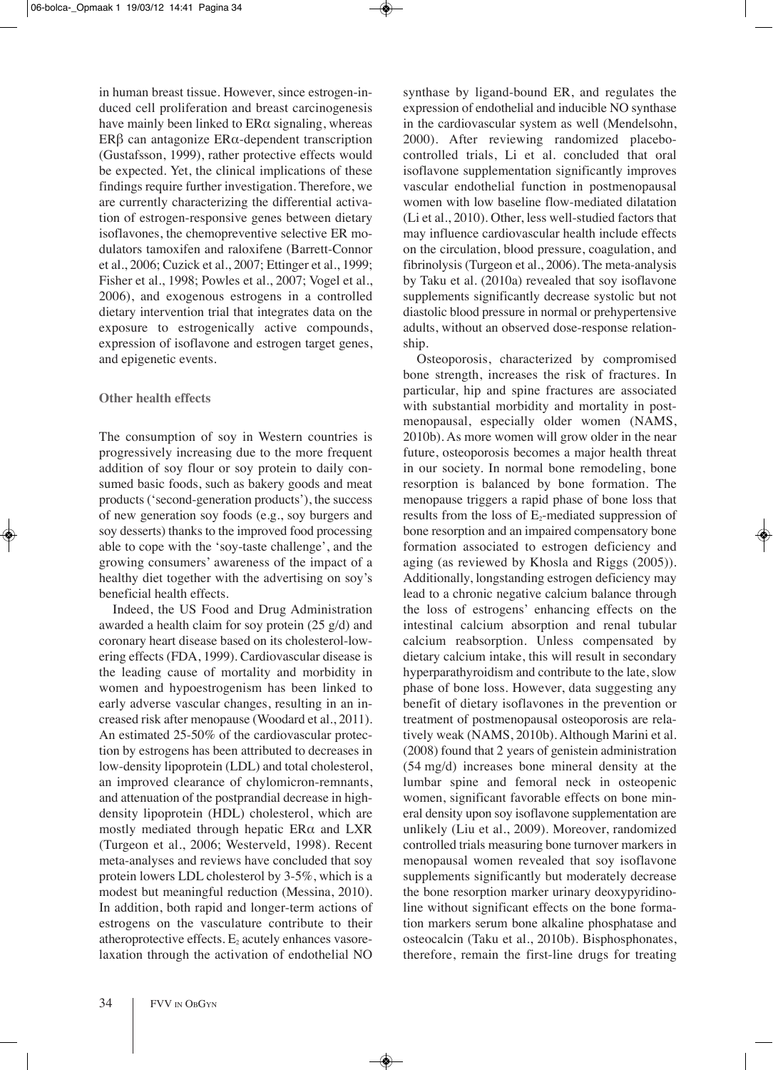in human breast tissue. However, since estrogen-induced cell proliferation and breast carcinogenesis have mainly been linked to ERα signaling, whereas ERβ can antagonize ERα-dependent transcription (Gustafsson, 1999), rather protective effects would be expected. Yet, the clinical implications of these findings require further investigation. Therefore, we are currently characterizing the differential activation of estrogen-responsive genes between dietary isoflavones, the chemopreventive selective ER modulators tamoxifen and raloxifene (Barrett-Connor et al., 2006; Cuzick et al., 2007; Ettinger et al., 1999; Fisher et al., 1998; Powles et al., 2007; Vogel et al., 2006), and exogenous estrogens in a controlled dietary intervention trial that integrates data on the exposure to estrogenically active compounds, expression of isoflavone and estrogen target genes, and epigenetic events.

## Other health effects

The consumption of soy in Western countries is progressively increasing due to the more frequent addition of soy flour or soy protein to daily consumed basic foods, such as bakery goods and meat products ('second-generation products'), the success of new generation soy foods (e.g., soy burgers and soy desserts) thanks to the improved food processing able to cope with the 'soy-taste challenge', and the growing consumers' awareness of the impact of a healthy diet together with the advertising on soy's beneficial health effects.

Indeed, the US Food and Drug Administration awarded a health claim for soy protein (25 g/d) and coronary heart disease based on its cholesterol-lowering effects (FDA, 1999). Cardiovascular disease is the leading cause of mortality and morbidity in women and hypoestrogenism has been linked to early adverse vascular changes, resulting in an increased risk after menopause (Woodard et al., 2011). An estimated 25-50% of the cardiovascular protection by estrogens has been attributed to decreases in low-density lipoprotein (LDL) and total cholesterol, an improved clearance of chylomicron-remnants, and attenuation of the postprandial decrease in high-density lipoprotein (HDL) cholesterol, which are mostly mediated through hepatic ERα and LXR (Turgeon et al., 2006; Westerveld, 1998). Recent meta-analyses and reviews have concluded that soy protein lowers LDL cholesterol by 3-5%, which is a modest but meaningful reduction (Messina, 2010). In addition, both rapid and longer-term actions of estrogens on the vasculature contribute to their atheroprotective effects. $E_2$ acutely enhances vasorelaxation through the activation of endothelial NO synthase by ligand-bound ER, and regulates the expression of endothelial and inducible NO synthase in the cardiovascular system as well (Mendelsohn, 2000). After reviewing randomized placebo-controlled trials, Li et al. concluded that oral isoflavone supplementation significantly improves vascular endothelial function in postmenopausal women with low baseline flow-mediated dilatation (Li et al., 2010). Other, less well-studied factors that may influence cardiovascular health include effects on the circulation, blood pressure, coagulation, and fibrinolysis (Turgeon et al., 2006). The meta-analysis by Taku et al. (2010a) revealed that soy isoflavone supplements significantly decrease systolic but not diastolic blood pressure in normal or prehypertensive adults, without an observed dose-response relationship.

Osteoporosis, characterized by compromised bone strength, increases the risk of fractures. In particular, hip and spine fractures are associated with substantial morbidity and mortality in postmenopausal, especially older women (NAMS, 2010b). As more women will grow older in the near future, osteoporosis becomes a major health threat in our society. In normal bone remodeling, bone resorption is balanced by bone formation. The menopause triggers a rapid phase of bone loss that results from the loss of $E_2$-mediated suppression of bone resorption and an impaired compensatory bone formation associated to estrogen deficiency and aging (as reviewed by Khosla and Riggs (2005)). Additionally, longstanding estrogen deficiency may lead to a chronic negative calcium balance through the loss of estrogens' enhancing effects on the intestinal calcium absorption and renal tubular calcium reabsorption. Unless compensated by dietary calcium intake, this will result in secondary hyperparathyroidism and contribute to the late, slow phase of bone loss. However, data suggesting any benefit of dietary isoflavones in the prevention or treatment of postmenopausal osteoporosis are relatively weak (NAMS, 2010b). Although Marini et al. (2008) found that 2 years of genistein administration (54 mg/d) increases bone mineral density at the lumbar spine and femoral neck in osteopenic women, significant favorable effects on bone mineral density upon soy isoflavone supplementation are unlikely (Liu et al., 2009). Moreover, randomized controlled trials measuring bone turnover markers in menopausal women revealed that soy isoflavone supplements significantly but moderately decrease the bone resorption marker urinary deoxypyridinoline without significant effects on the bone formation markers serum bone alkaline phosphatase and osteocalcin (Taku et al., 2010b). Bisphosphonates, therefore, remain the first-line drugs for treating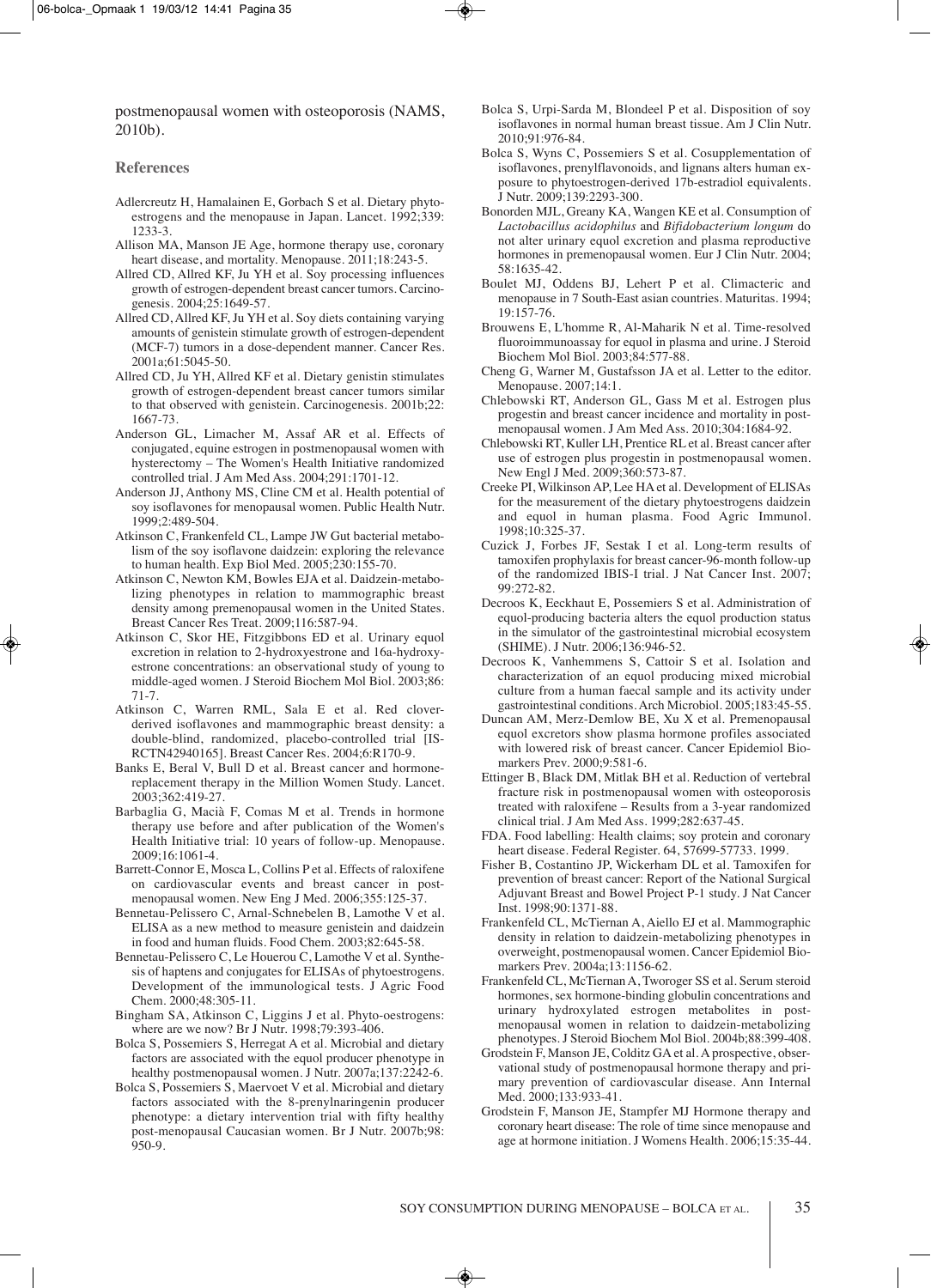postmenopausal women with osteoporosis (NAMS, 2010b).

## References

- Adlercreutz H, Hamalainen E, Gorbach S et al. Dietary phytoestrogens and the menopause in Japan. Lancet. 1992;339: 1233-3.
- Allison MA, Manson JE Age, hormone therapy use, coronary heart disease, and mortality. Menopause. 2011;18:243-5.
- Allred CD, Allred KF, Ju YH et al. Soy processing influences growth of estrogen-dependent breast cancer tumors. Carcinogenesis. 2004;25:1649-57.
- Allred CD, Allred KF, Ju YH et al. Soy diets containing varying amounts of genistein stimulate growth of estrogen-dependent (MCF-7) tumors in a dose-dependent manner. Cancer Res. 2001a;61:5045-50.
- Allred CD, Ju YH, Allred KF et al. Dietary genistin stimulates growth of estrogen-dependent breast cancer tumors similar to that observed with genistein. Carcinogenesis. 2001b;22: 1667-73.
- Anderson GL, Limacher M, Assaf AR et al. Effects of conjugated, equine estrogen in postmenopausal women with hysterectomy – The Women's Health Initiative randomized controlled trial. J Am Med Ass. 2004;291:1701-12.
- Anderson JJ, Anthony MS, Cline CM et al. Health potential of soy isoflavones for menopausal women. Public Health Nutr. 1999;2:489-504.
- Atkinson C, Frankenfeld CL, Lampe JW Gut bacterial metabolism of the soy isoflavone daidzein: exploring the relevance to human health. Exp Biol Med. 2005;230:155-70.
- Atkinson C, Newton KM, Bowles EJA et al. Daidzein-metabolizing phenotypes in relation to mammographic breast density among premenopausal women in the United States. Breast Cancer Res Treat. 2009;116:587-94.
- Atkinson C, Skor HE, Fitzgibbons ED et al. Urinary equol excretion in relation to 2-hydroxyestrone and 16a-hydroxyestrone concentrations: an observational study of young to middle-aged women. J Steroid Biochem Mol Biol. 2003;86: 71-7.
- Atkinson C, Warren RML, Sala E et al. Red clover-derived isoflavones and mammographic breast density: a double-blind, randomized, placebo-controlled trial [ISRCTN42940165]. Breast Cancer Res. 2004;6:R170-9.
- Banks E, Beral V, Bull D et al. Breast cancer and hormone-replacement therapy in the Million Women Study. Lancet. 2003;362:419-27.
- Barbaglia G, Macià F, Comas M et al. Trends in hormone therapy use before and after publication of the Women's Health Initiative trial: 10 years of follow-up. Menopause. 2009;16:1061-4.
- Barrett-Connor E, Mosca L, Collins P et al. Effects of raloxifene on cardiovascular events and breast cancer in postmenopausal women. New Eng J Med. 2006;355:125-37.
- Bennetau-Pelissero C, Arnal-Schnebelen B, Lamothe V et al. ELISA as a new method to measure genistein and daidzein in food and human fluids. Food Chem. 2003;82:645-58.
- Bennetau-Pelissero C, Le Houerou C, Lamothe V et al. Synthesis of haptens and conjugates for ELISAs of phytoestrogens. Development of the immunological tests. J Agric Food Chem. 2000;48:305-11.
- Bingham SA, Atkinson C, Liggins J et al. Phyto-oestrogens: where are we now? Br J Nutr. 1998;79:393-406.
- Bolca S, Possemiers S, Herregat A et al. Microbial and dietary factors are associated with the equol producer phenotype in healthy postmenopausal women. J Nutr. 2007a;137:2242-6.
- Bolca S, Possemiers S, Maervoet V et al. Microbial and dietary factors associated with the 8-prenylnaringenin producer phenotype: a dietary intervention trial with fifty healthy post-menopausal Caucasian women. Br J Nutr. 2007b;98: 950-9.
- Bolca S, Urpi-Sarda M, Blondeel P et al. Disposition of soy isoflavones in normal human breast tissue. Am J Clin Nutr. 2010;91:976-84.
- Bolca S, Wyns C, Possemiers S et al. Cosupplementation of isoflavones, prenylflavonoids, and lignans alters human exposure to phytoestrogen-derived 17b-estradiol equivalents. J Nutr. 2009;139:2293-300.
- Bonorden MJL, Greany KA, Wangen KE et al. Consumption of *Lactobacillus acidophilus* and *Bifidobacterium longum* do not alter urinary equol excretion and plasma reproductive hormones in premenopausal women. Eur J Clin Nutr. 2004; 58:1635-42.
- Boulet MJ, Oddens BJ, Lehert P et al. Climacteric and menopause in 7 South-East asian countries. Maturitas. 1994; 19:157-76.
- Brouwens E, L'homme R, Al-Maharik N et al. Time-resolved fluoroimmunoassay for equol in plasma and urine. J Steroid Biochem Mol Biol. 2003;84:577-88.
- Cheng G, Warner M, Gustafsson JA et al. Letter to the editor. Menopause. 2007;14:1.
- Chlebowski RT, Anderson GL, Gass M et al. Estrogen plus progestin and breast cancer incidence and mortality in postmenopausal women. J Am Med Ass. 2010;304:1684-92.
- Chlebowski RT, Kuller LH, Prentice RL et al. Breast cancer after use of estrogen plus progestin in postmenopausal women. New Engl J Med. 2009;360:573-87.
- Creeke PI, Wilkinson AP, Lee HA et al. Development of ELISAs for the measurement of the dietary phytoestrogens daidzein and equol in human plasma. Food Agric Immunol. 1998;10:325-37.
- Cuzick J, Forbes JF, Sestak I et al. Long-term results of tamoxifen prophylaxis for breast cancer-96-month follow-up of the randomized IBIS-I trial. J Nat Cancer Inst. 2007; 99:272-82.
- Decroos K, Eeckhaut E, Possemiers S et al. Administration of equol-producing bacteria alters the equol production status in the simulator of the gastrointestinal microbial ecosystem (SHIME). J Nutr. 2006;136:946-52.
- Decroos K, Vanhemmens S, Cattoir S et al. Isolation and characterization of an equol producing mixed microbial culture from a human faecal sample and its activity under gastrointestinal conditions. Arch Microbiol. 2005;183:45-55.
- Duncan AM, Merz-Demlow BE, Xu X et al. Premenopausal equol excretors show plasma hormone profiles associated with lowered risk of breast cancer. Cancer Epidemiol Biomarkers Prev. 2000;9:581-6.
- Ettinger B, Black DM, Mitlak BH et al. Reduction of vertebral fracture risk in postmenopausal women with osteoporosis treated with raloxifene – Results from a 3-year randomized clinical trial. J Am Med Ass. 1999;282:637-45.
- FDA. Food labelling: Health claims; soy protein and coronary heart disease. Federal Register. 64, 57699-57733. 1999.
- Fisher B, Costantino JP, Wickerham DL et al. Tamoxifen for prevention of breast cancer: Report of the National Surgical Adjuvant Breast and Bowel Project P-1 study. J Nat Cancer Inst. 1998;90:1371-88.
- Frankenfeld CL, McTiernan A, Aiello EJ et al. Mammographic density in relation to daidzein-metabolizing phenotypes in overweight, postmenopausal women. Cancer Epidemiol Biomarkers Prev. 2004a;13:1156-62.
- Frankenfeld CL, McTiernan A, Tworoger SS et al. Serum steroid hormones, sex hormone-binding globulin concentrations and urinary hydroxylated estrogen metabolites in postmenopausal women in relation to daidzein-metabolizing phenotypes. J Steroid Biochem Mol Biol. 2004b;88:399-408.
- Grodstein F, Manson JE, Colditz GA et al. A prospective, observational study of postmenopausal hormone therapy and primary prevention of cardiovascular disease. Ann Internal Med. 2000;133:933-41.
- Grodstein F, Manson JE, Stampfer MJ Hormone therapy and coronary heart disease: The role of time since menopause and age at hormone initiation. J Womens Health. 2006;15:35-44.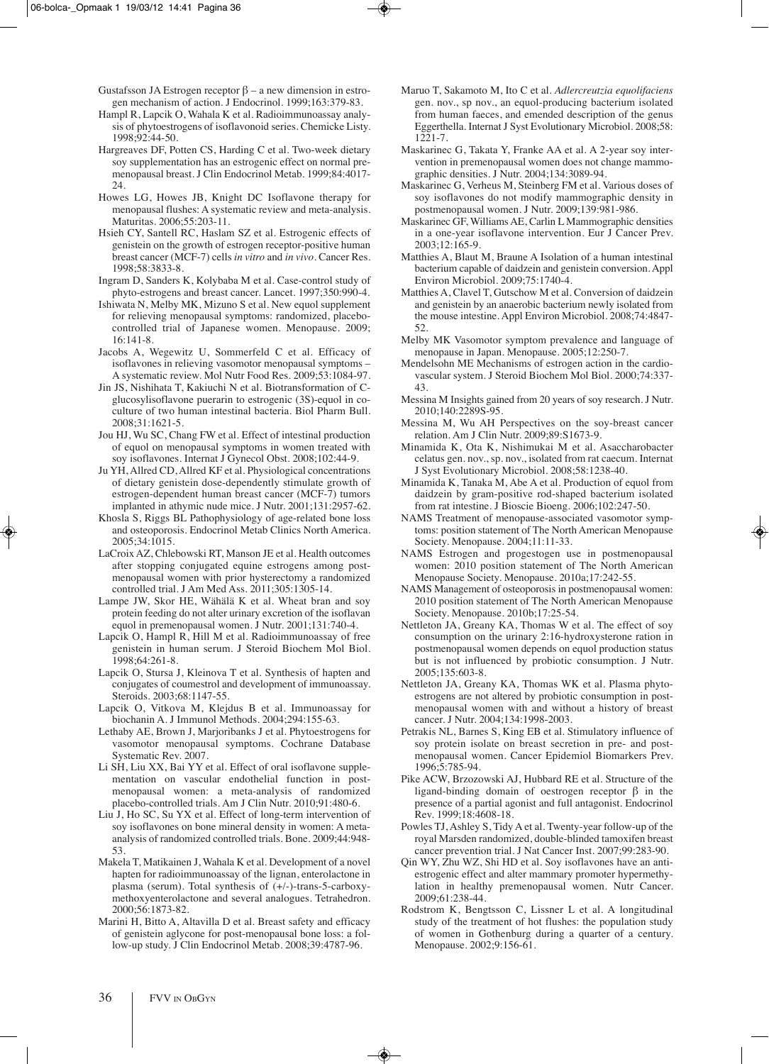Gustafsson JA Estrogen receptor β – a new dimension in estrogen mechanism of action. J Endocrinol. 1999;163:379-83.

Hampl R, Lapcik O, Wahala K et al. Radioimmunoassay analysis of phytoestrogens of isoflavonoid series. Chemicke Listy. 1998;92:44-50.

Hargreaves DF, Potten CS, Harding C et al. Two-week dietary soy supplementation has an estrogenic effect on normal premenopausal breast. J Clin Endocrinol Metab. 1999;84:4017-24.

Howes LG, Howes JB, Knight DC Isoflavone therapy for menopausal flushes: A systematic review and meta-analysis. Maturitas. 2006;55:203-11.

Hsieh CY, Santell RC, Haslam SZ et al. Estrogenic effects of genistein on the growth of estrogen receptor-positive human breast cancer (MCF-7) cells *in vitro* and *in vivo*. Cancer Res. 1998;58:3833-8.

Ingram D, Sanders K, Kolybaba M et al. Case-control study of phyto-estrogens and breast cancer. Lancet. 1997;350:990-4.

Ishiwata N, Melby MK, Mizuno S et al. New equol supplement for relieving menopausal symptoms: randomized, placebo-controlled trial of Japanese women. Menopause. 2009; 16:141-8.

Jacobs A, Wegewitz U, Sommerfeld C et al. Efficacy of isoflavones in relieving vasomotor menopausal symptoms – A systematic review. Mol Nutr Food Res. 2009;53:1084-97.

Jin JS, Nishihata T, Kakiuchi N et al. Biotransformation of C-glucosylisoflavone puerarin to estrogenic (3S)-equol in co-culture of two human intestinal bacteria. Biol Pharm Bull. 2008;31:1621-5.

Jou HJ, Wu SC, Chang FW et al. Effect of intestinal production of equol on menopausal symptoms in women treated with soy isoflavones. Internat J Gynecol Obst. 2008;102:44-9.

Ju YH, Allred CD, Allred KF et al. Physiological concentrations of dietary genistein dose-dependently stimulate growth of estrogen-dependent human breast cancer (MCF-7) tumors implanted in athymic nude mice. J Nutr. 2001;131:2957-62.

Khosla S, Riggs BL Pathophysiology of age-related bone loss and osteoporosis. Endocrinol Metab Clinics North America. 2005;34:1015.

LaCroix AZ, Chlebowski RT, Manson JE et al. Health outcomes after stopping conjugated equine estrogens among postmenopausal women with prior hysterectomy a randomized controlled trial. J Am Med Ass. 2011;305:1305-14.

Lampe JW, Skor HE, Wähälä K et al. Wheat bran and soy protein feeding do not alter urinary excretion of the isoflavan equol in premenopausal women. J Nutr. 2001;131:740-4.

Lapcik O, Hampl R, Hill M et al. Radioimmunoassay of free genistein in human serum. J Steroid Biochem Mol Biol. 1998;64:261-8.

Lapcik O, Stursa J, Kleinova T et al. Synthesis of hapten and conjugates of coumestrol and development of immunoassay. Steroids. 2003;68:1147-55.

Lapcik O, Vitkova M, Klejdus B et al. Immunoassay for biochanin A. J Immunol Methods. 2004;294:155-63.

Lethaby AE, Brown J, Marjoribanks J et al. Phytoestrogens for vasomotor menopausal symptoms. Cochrane Database Systematic Rev. 2007.

Li SH, Liu XX, Bai YY et al. Effect of oral isoflavone supplementation on vascular endothelial function in postmenopausal women: a meta-analysis of randomized placebo-controlled trials. Am J Clin Nutr. 2010;91:480-6.

Liu J, Ho SC, Su YX et al. Effect of long-term intervention of soy isoflavones on bone mineral density in women: A meta-analysis of randomized controlled trials. Bone. 2009;44:948-53.

Makela T, Matikainen J, Wahala K et al. Development of a novel hapten for radioimmunoassay of the lignan, enterolactone in plasma (serum). Total synthesis of (+/-)-trans-5-carboxymethoxyenterolactone and several analogues. Tetrahedron. 2000;56:1873-82.

Marini H, Bitto A, Altavilla D et al. Breast safety and efficacy of genistein aglycone for post-menopausal bone loss: a follow-up study. J Clin Endocrinol Metab. 2008;39:4787-96.

Maruo T, Sakamoto M, Ito C et al. *Adlercreutzia equolifaciens* gen. nov., sp nov., an equol-producing bacterium isolated from human faeces, and emended description of the genus Eggerthella. Internat J Syst Evolutionary Microbiol. 2008;58: 1221-7.

Maskarinec G, Takata Y, Franke AA et al. A 2-year soy intervention in premenopausal women does not change mammographic densities. J Nutr. 2004;134:3089-94.

Maskarinec G, Verheus M, Steinberg FM et al. Various doses of soy isoflavones do not modify mammographic density in postmenopausal women. J Nutr. 2009;139:981-986.

Maskarinec GF, Williams AE, Carlin L Mammographic densities in a one-year isoflavone intervention. Eur J Cancer Prev. 2003;12:165-9.

Matthies A, Blaut M, Braune A Isolation of a human intestinal bacterium capable of daidzein and genistein conversion. Appl Environ Microbiol. 2009;75:1740-4.

Matthies A, Clavel T, Gutschow M et al. Conversion of daidzein and genistein by an anaerobic bacterium newly isolated from the mouse intestine. Appl Environ Microbiol. 2008;74:4847-52.

Melby MK Vasomotor symptom prevalence and language of menopause in Japan. Menopause. 2005;12:250-7.

Mendelsohn ME Mechanisms of estrogen action in the cardiovascular system. J Steroid Biochem Mol Biol. 2000;74:337-43.

Messina M Insights gained from 20 years of soy research. J Nutr. 2010;140:2289S-95.

Messina M, Wu AH Perspectives on the soy-breast cancer relation. Am J Clin Nutr. 2009;89:S1673-9.

Minamida K, Ota K, Nishimukai M et al. Asaccharobacter celatus gen. nov., sp. nov., isolated from rat caecum. Internat J Syst Evolutionary Microbiol. 2008;58:1238-40.

Minamida K, Tanaka M, Abe A et al. Production of equol from daidzein by gram-positive rod-shaped bacterium isolated from rat intestine. J Bioscie Bioeng. 2006;102:247-50.

NAMS Treatment of menopause-associated vasomotor symptoms: position statement of The North American Menopause Society. Menopause. 2004;11:11-33.

NAMS Estrogen and progestogen use in postmenopausal women: 2010 position statement of The North American Menopause Society. Menopause. 2010a;17:242-55.

NAMS Management of osteoporosis in postmenopausal women: 2010 position statement of The North American Menopause Society. Menopause. 2010b;17:25-54.

Nettleton JA, Greany KA, Thomas W et al. The effect of soy consumption on the urinary 2:16-hydroxysterone ration in postmenopausal women depends on equol production status but is not influenced by probiotic consumption. J Nutr. 2005;135:603-8.

Nettleton JA, Greany KA, Thomas WK et al. Plasma phytoestrogens are not altered by probiotic consumption in postmenopausal women with and without a history of breast cancer. J Nutr. 2004;134:1998-2003.

Petrakis NL, Barnes S, King EB et al. Stimulatory influence of soy protein isolate on breast secretion in pre- and postmenopausal women. Cancer Epidemiol Biomarkers Prev. 1996;5:785-94.

Pike ACW, Brzozowski AJ, Hubbard RE et al. Structure of the ligand-binding domain of oestrogen receptor β in the presence of a partial agonist and full antagonist. Endocrinol Rev. 1999;18:4608-18.

Powles TJ, Ashley S, Tidy A et al. Twenty-year follow-up of the royal Marsden randomized, double-blinded tamoxifen breast cancer prevention trial. J Nat Cancer Inst. 2007;99:283-90.

Qin WY, Zhu WZ, Shi HD et al. Soy isoflavones have an anti-estrogenic effect and alter mammary promoter hypermethylation in healthy premenopausal women. Nutr Cancer. 2009;61:238-44.

Rodstrom K, Bengtsson C, Lissner L et al. A longitudinal study of the treatment of hot flushes: the population study of women in Gothenburg during a quarter of a century. Menopause. 2002;9:156-61.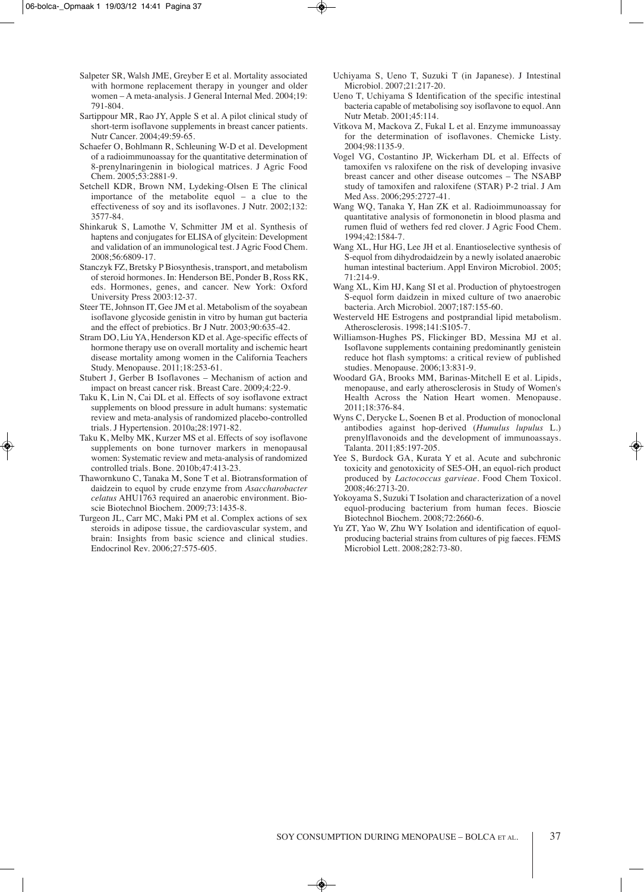Salpeter SR, Walsh JME, Greyber E et al. Mortality associated with hormone replacement therapy in younger and older women – A meta-analysis. J General Internal Med. 2004;19: 791-804.

Sartippour MR, Rao JY, Apple S et al. A pilot clinical study of short-term isoflavone supplements in breast cancer patients. Nutr Cancer. 2004;49:59-65.

Schaefer O, Bohlmann R, Schleuning W-D et al. Development of a radioimmunoassay for the quantitative determination of 8-prenylnaringenin in biological matrices. J Agric Food Chem. 2005;53:2881-9.

Setchell KDR, Brown NM, Lydeking-Olsen E The clinical importance of the metabolite equol – a clue to the effectiveness of soy and its isoflavones. J Nutr. 2002;132: 3577-84.

Shinkaruk S, Lamothe V, Schmitter JM et al. Synthesis of haptens and conjugates for ELISA of glycitein: Development and validation of an immunological test. J Agric Food Chem. 2008;56:6809-17.

Stanczyk FZ, Bretsky P Biosynthesis, transport, and metabolism of steroid hormones. In: Henderson BE, Ponder B, Ross RK, eds. Hormones, genes, and cancer. New York: Oxford University Press 2003:12-37.

Steer TE, Johnson IT, Gee JM et al. Metabolism of the soyabean isoflavone glycoside genistin in vitro by human gut bacteria and the effect of prebiotics. Br J Nutr. 2003;90:635-42.

Stram DO, Liu YA, Henderson KD et al. Age-specific effects of hormone therapy use on overall mortality and ischemic heart disease mortality among women in the California Teachers Study. Menopause. 2011;18:253-61.

Stubert J, Gerber B Isoflavones – Mechanism of action and impact on breast cancer risk. Breast Care. 2009;4:22-9.

Taku K, Lin N, Cai DL et al. Effects of soy isoflavone extract supplements on blood pressure in adult humans: systematic review and meta-analysis of randomized placebo-controlled trials. J Hypertension. 2010a;28:1971-82.

Taku K, Melby MK, Kurzer MS et al. Effects of soy isoflavone supplements on bone turnover markers in menopausal women: Systematic review and meta-analysis of randomized controlled trials. Bone. 2010b;47:413-23.

Thawornkuno C, Tanaka M, Sone T et al. Biotransformation of daidzein to equol by crude enzyme from *Asaccharobacter celatus* AHU1763 required an anaerobic environment. Bioscie Biotechnol Biochem. 2009;73:1435-8.

Turgeon JL, Carr MC, Maki PM et al. Complex actions of sex steroids in adipose tissue, the cardiovascular system, and brain: Insights from basic science and clinical studies. Endocrinol Rev. 2006;27:575-605.

Uchiyama S, Ueno T, Suzuki T (in Japanese). J Intestinal Microbiol. 2007;21:217-20.

Ueno T, Uchiyama S Identification of the specific intestinal bacteria capable of metabolising soy isoflavone to equol. Ann Nutr Metab. 2001;45:114.

Vitkova M, Mackova Z, Fukal L et al. Enzyme immunoassay for the determination of isoflavones. Chemicke Listy. 2004;98:1135-9.

Vogel VG, Costantino JP, Wickerham DL et al. Effects of tamoxifen vs raloxifene on the risk of developing invasive breast cancer and other disease outcomes – The NSABP study of tamoxifen and raloxifene (STAR) P-2 trial. J Am Med Ass. 2006;295:2727-41.

Wang WQ, Tanaka Y, Han ZK et al. Radioimmunoassay for quantitative analysis of formononetin in blood plasma and rumen fluid of wethers fed red clover. J Agric Food Chem. 1994;42:1584-7.

Wang XL, Hur HG, Lee JH et al. Enantioselective synthesis of S-equol from dihydrodaidzein by a newly isolated anaerobic human intestinal bacterium. Appl Environ Microbiol. 2005; 71:214-9.

Wang XL, Kim HJ, Kang SI et al. Production of phytoestrogen S-equol form daidzein in mixed culture of two anaerobic bacteria. Arch Microbiol. 2007;187:155-60.

Westerveld HE Estrogens and postprandial lipid metabolism. Atherosclerosis. 1998;141:S105-7.

Williamson-Hughes PS, Flickinger BD, Messina MJ et al. Isoflavone supplements containing predominantly genistein reduce hot flash symptoms: a critical review of published studies. Menopause. 2006;13:831-9.

Woodard GA, Brooks MM, Barinas-Mitchell E et al. Lipids, menopause, and early atherosclerosis in Study of Women's Health Across the Nation Heart women. Menopause. 2011;18:376-84.

Wyns C, Derycke L, Soenen B et al. Production of monoclonal antibodies against hop-derived (*Humulus lupulus* L.) prenylflavonoids and the development of immunoassays. Talanta. 2011;85:197-205.

Yee S, Burdock GA, Kurata Y et al. Acute and subchronic toxicity and genotoxicity of SE5-OH, an equol-rich product produced by *Lactococcus garvieae*. Food Chem Toxicol. 2008;46:2713-20.

Yokoyama S, Suzuki T Isolation and characterization of a novel equol-producing bacterium from human feces. Bioscie Biotechnol Biochem. 2008;72:2660-6.

Yu ZT, Yao W, Zhu WY Isolation and identification of equol-producing bacterial strains from cultures of pig faeces. FEMS Microbiol Lett. 2008;282:73-80.